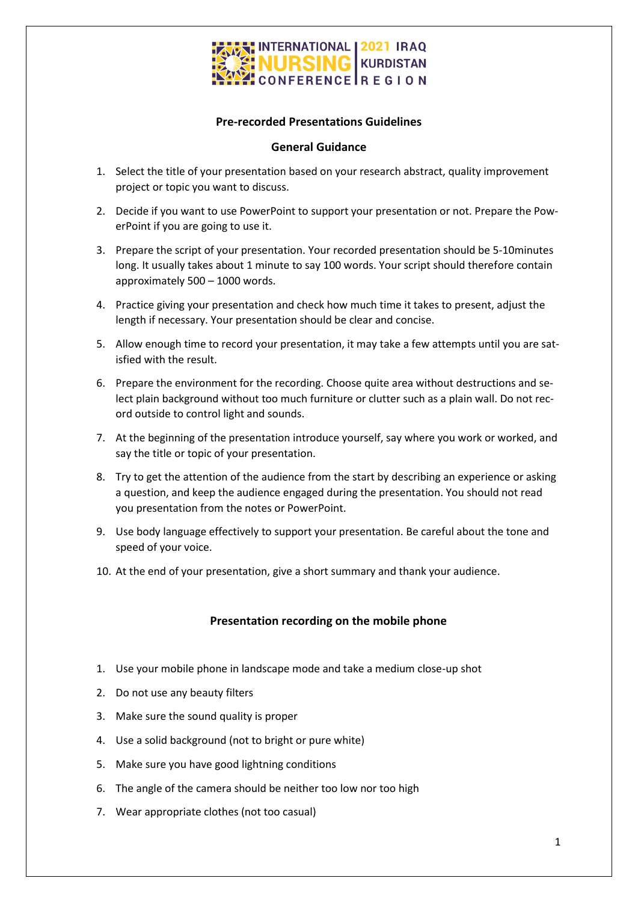INTERNATIONAL NURSING CONFERENCE | 2021 IRAQ KURDISTAN REGION

## Pre-recorded Presentations Guidelines

### General Guidance

1. Select the title of your presentation based on your research abstract, quality improvement project or topic you want to discuss.
2. Decide if you want to use PowerPoint to support your presentation or not. Prepare the PowerPoint if you are going to use it.
3. Prepare the script of your presentation. Your recorded presentation should be 5-10minutes long. It usually takes about 1 minute to say 100 words. Your script should therefore contain approximately 500 – 1000 words.
4. Practice giving your presentation and check how much time it takes to present, adjust the length if necessary. Your presentation should be clear and concise.
5. Allow enough time to record your presentation, it may take a few attempts until you are satisfied with the result.
6. Prepare the environment for the recording. Choose quite area without destructions and select plain background without too much furniture or clutter such as a plain wall. Do not record outside to control light and sounds.
7. At the beginning of the presentation introduce yourself, say where you work or worked, and say the title or topic of your presentation.
8. Try to get the attention of the audience from the start by describing an experience or asking a question, and keep the audience engaged during the presentation. You should not read you presentation from the notes or PowerPoint.
9. Use body language effectively to support your presentation. Be careful about the tone and speed of your voice.
10. At the end of your presentation, give a short summary and thank your audience.

### Presentation recording on the mobile phone

1. Use your mobile phone in landscape mode and take a medium close-up shot
2. Do not use any beauty filters
3. Make sure the sound quality is proper
4. Use a solid background (not to bright or pure white)
5. Make sure you have good lightning conditions
6. The angle of the camera should be neither too low nor too high
7. Wear appropriate clothes (not too casual)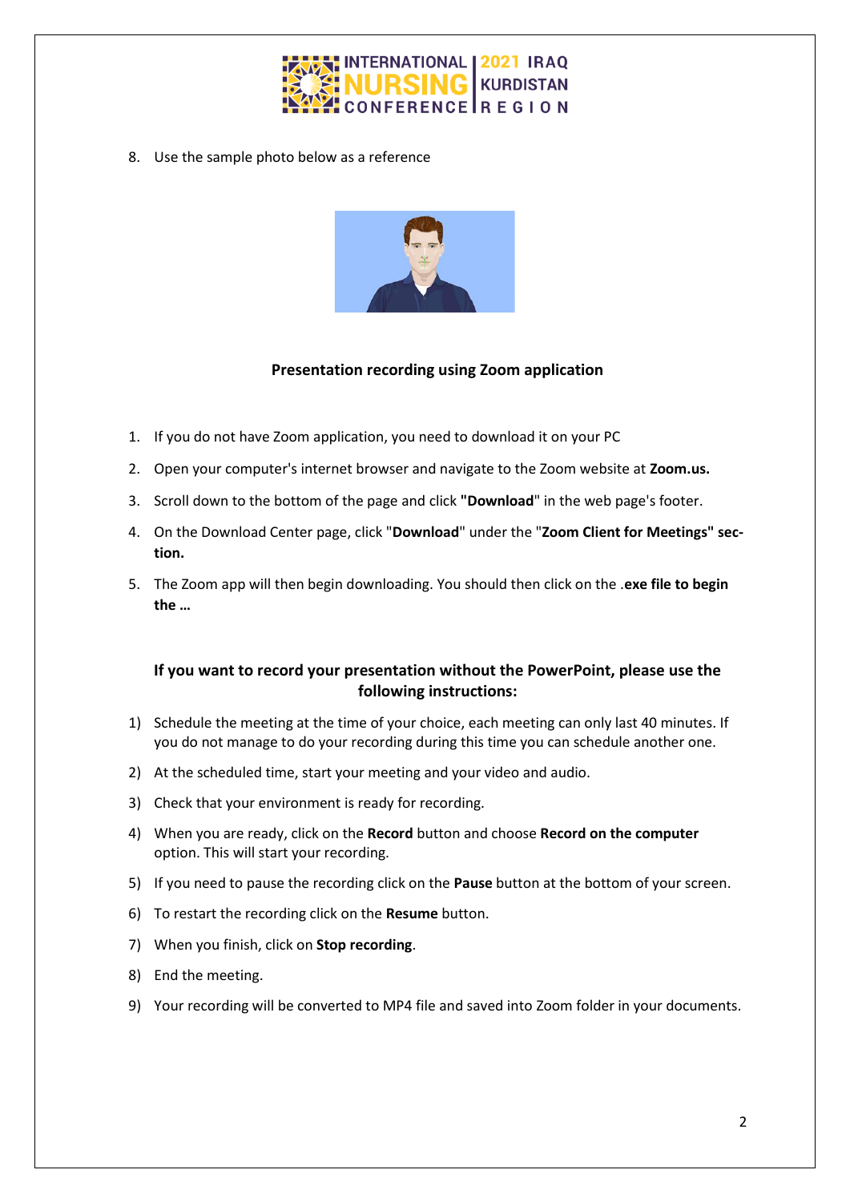8. Use the sample photo below as a reference

**Presentation recording using Zoom application**

1. If you do not have Zoom application, you need to download it on your PC
2. Open your computer's internet browser and navigate to the Zoom website at **Zoom.us.**
3. Scroll down to the bottom of the page and click **"Download**" in the web page's footer.
4. On the Download Center page, click "**Download**" under the "**Zoom Client for Meetings" section.**
5. The Zoom app will then begin downloading. You should then click on the .**exe file to begin the …**

**If you want to record your presentation without the PowerPoint, please use the following instructions:**

1) Schedule the meeting at the time of your choice, each meeting can only last 40 minutes. If you do not manage to do your recording during this time you can schedule another one.
2) At the scheduled time, start your meeting and your video and audio.
3) Check that your environment is ready for recording.
4) When you are ready, click on the **Record** button and choose **Record on the computer** option. This will start your recording.
5) If you need to pause the recording click on the **Pause** button at the bottom of your screen.
6) To restart the recording click on the **Resume** button.
7) When you finish, click on **Stop recording**.
8) End the meeting.
9) Your recording will be converted to MP4 file and saved into Zoom folder in your documents.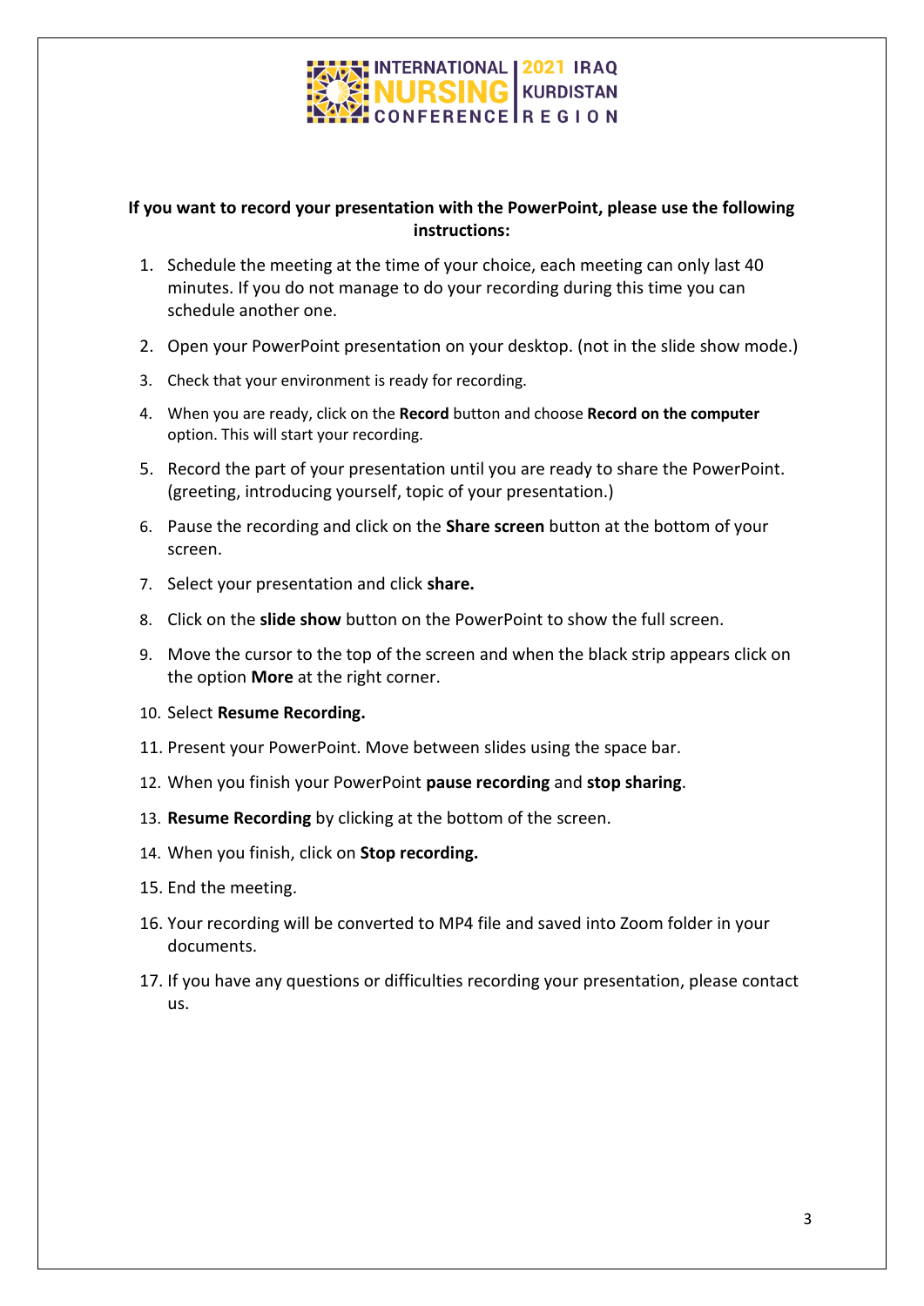**If you want to record your presentation with the PowerPoint, please use the following instructions:**

1. Schedule the meeting at the time of your choice, each meeting can only last 40 minutes. If you do not manage to do your recording during this time you can schedule another one.
2. Open your PowerPoint presentation on your desktop. (not in the slide show mode.)
3. Check that your environment is ready for recording.
4. When you are ready, click on the **Record** button and choose **Record on the computer** option. This will start your recording.
5. Record the part of your presentation until you are ready to share the PowerPoint. (greeting, introducing yourself, topic of your presentation.)
6. Pause the recording and click on the **Share screen** button at the bottom of your screen.
7. Select your presentation and click **share.**
8. Click on the **slide show** button on the PowerPoint to show the full screen.
9. Move the cursor to the top of the screen and when the black strip appears click on the option **More** at the right corner.
10. Select **Resume Recording.**
11. Present your PowerPoint. Move between slides using the space bar.
12. When you finish your PowerPoint **pause recording** and **stop sharing**.
13. **Resume Recording** by clicking at the bottom of the screen.
14. When you finish, click on **Stop recording.**
15. End the meeting.
16. Your recording will be converted to MP4 file and saved into Zoom folder in your documents.
17. If you have any questions or difficulties recording your presentation, please contact us.